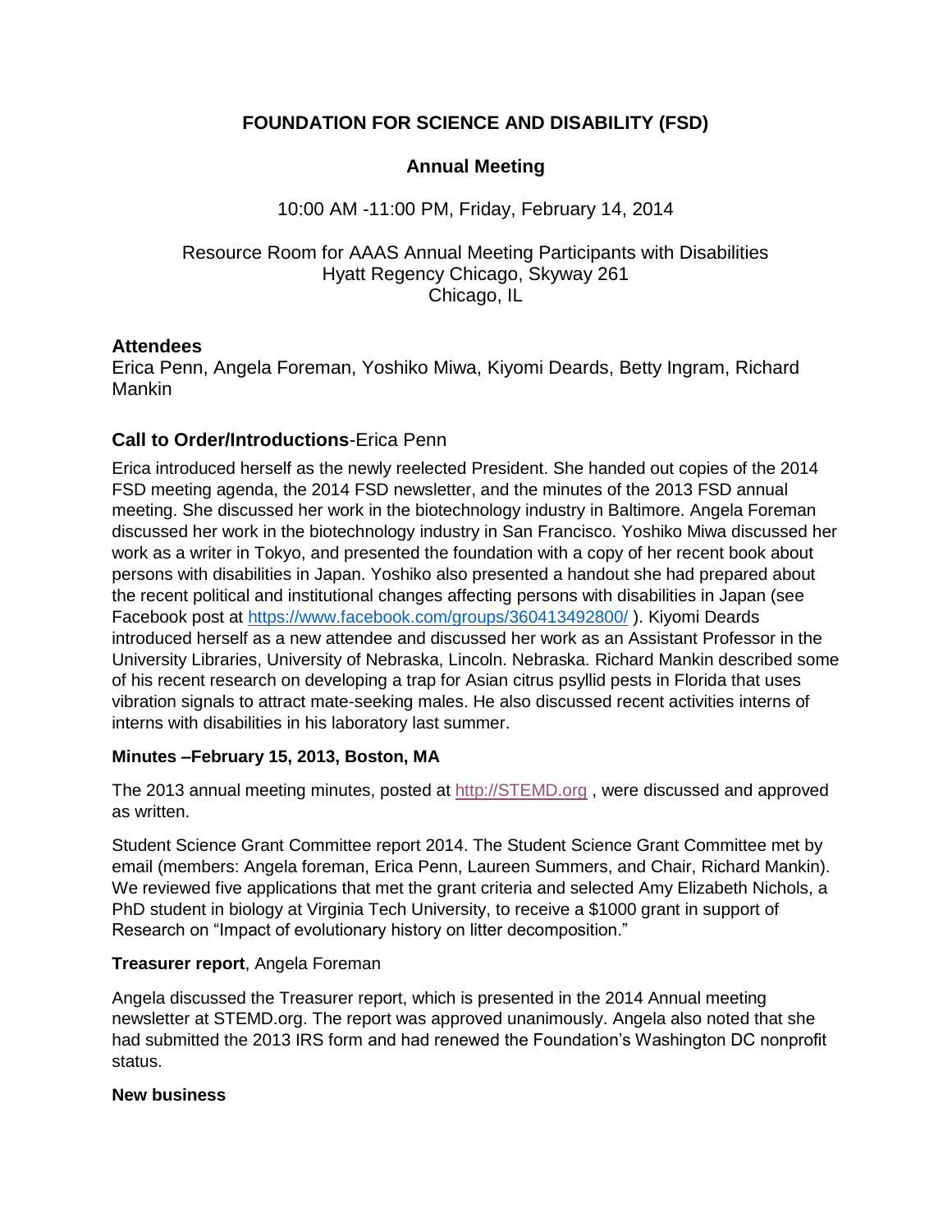# FOUNDATION FOR SCIENCE AND DISABILITY (FSD)

## Annual Meeting

10:00 AM -11:00 PM, Friday, February 14, 2014

Resource Room for AAAS Annual Meeting Participants with Disabilities
Hyatt Regency Chicago, Skyway 261
Chicago, IL

### Attendees

Erica Penn, Angela Foreman, Yoshiko Miwa, Kiyomi Deards, Betty Ingram, Richard Mankin

### **Call to Order/Introductions**-Erica Penn

Erica introduced herself as the newly reelected President. She handed out copies of the 2014 FSD meeting agenda, the 2014 FSD newsletter, and the minutes of the 2013 FSD annual meeting. She discussed her work in the biotechnology industry in Baltimore. Angela Foreman discussed her work in the biotechnology industry in San Francisco. Yoshiko Miwa discussed her work as a writer in Tokyo, and presented the foundation with a copy of her recent book about persons with disabilities in Japan. Yoshiko also presented a handout she had prepared about the recent political and institutional changes affecting persons with disabilities in Japan (see Facebook post at https://www.facebook.com/groups/360413492800/ ). Kiyomi Deards introduced herself as a new attendee and discussed her work as an Assistant Professor in the University Libraries, University of Nebraska, Lincoln. Nebraska. Richard Mankin described some of his recent research on developing a trap for Asian citrus psyllid pests in Florida that uses vibration signals to attract mate-seeking males. He also discussed recent activities interns of interns with disabilities in his laboratory last summer.

**Minutes –February 15, 2013, Boston, MA**

The 2013 annual meeting minutes, posted at http://STEMD.org , were discussed and approved as written.

Student Science Grant Committee report 2014. The Student Science Grant Committee met by email (members: Angela foreman, Erica Penn, Laureen Summers, and Chair, Richard Mankin). We reviewed five applications that met the grant criteria and selected Amy Elizabeth Nichols, a PhD student in biology at Virginia Tech University, to receive a $1000 grant in support of Research on "Impact of evolutionary history on litter decomposition."

**Treasurer report**, Angela Foreman

Angela discussed the Treasurer report, which is presented in the 2014 Annual meeting newsletter at STEMD.org. The report was approved unanimously. Angela also noted that she had submitted the 2013 IRS form and had renewed the Foundation's Washington DC nonprofit status.

**New business**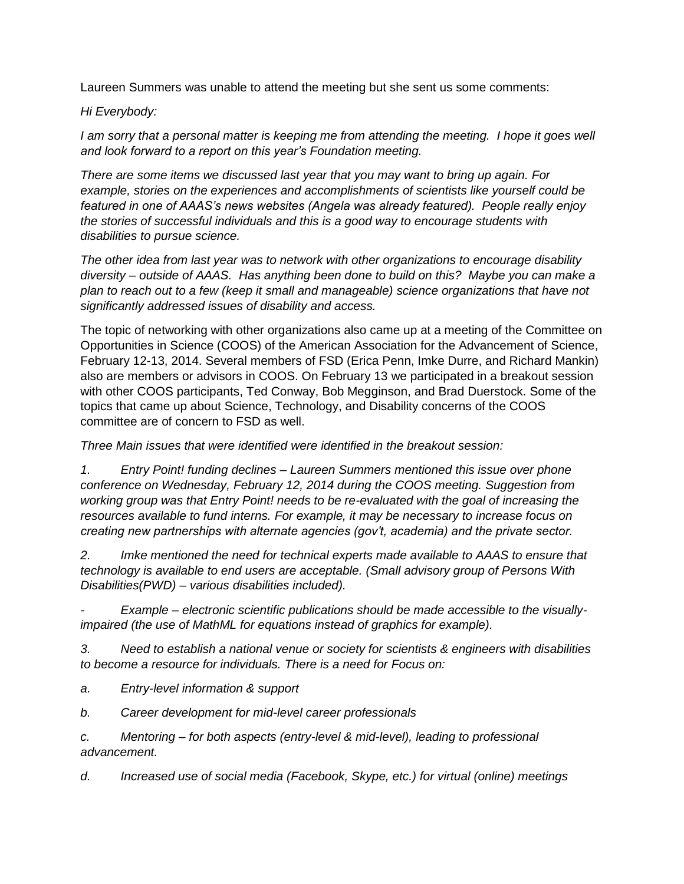Laureen Summers was unable to attend the meeting but she sent us some comments:

*Hi Everybody:*

*I am sorry that a personal matter is keeping me from attending the meeting. I hope it goes well and look forward to a report on this year's Foundation meeting.*

*There are some items we discussed last year that you may want to bring up again. For example, stories on the experiences and accomplishments of scientists like yourself could be featured in one of AAAS's news websites (Angela was already featured). People really enjoy the stories of successful individuals and this is a good way to encourage students with disabilities to pursue science.*

*The other idea from last year was to network with other organizations to encourage disability diversity – outside of AAAS. Has anything been done to build on this? Maybe you can make a plan to reach out to a few (keep it small and manageable) science organizations that have not significantly addressed issues of disability and access.*

The topic of networking with other organizations also came up at a meeting of the Committee on Opportunities in Science (COOS) of the American Association for the Advancement of Science, February 12-13, 2014. Several members of FSD (Erica Penn, Imke Durre, and Richard Mankin) also are members or advisors in COOS. On February 13 we participated in a breakout session with other COOS participants, Ted Conway, Bob Megginson, and Brad Duerstock. Some of the topics that came up about Science, Technology, and Disability concerns of the COOS committee are of concern to FSD as well.

*Three Main issues that were identified were identified in the breakout session:*

*1. Entry Point! funding declines – Laureen Summers mentioned this issue over phone conference on Wednesday, February 12, 2014 during the COOS meeting. Suggestion from working group was that Entry Point! needs to be re-evaluated with the goal of increasing the resources available to fund interns. For example, it may be necessary to increase focus on creating new partnerships with alternate agencies (gov't, academia) and the private sector.*

*2. Imke mentioned the need for technical experts made available to AAAS to ensure that technology is available to end users are acceptable. (Small advisory group of Persons With Disabilities(PWD) – various disabilities included).*

*- Example – electronic scientific publications should be made accessible to the visually-impaired (the use of MathML for equations instead of graphics for example).*

*3. Need to establish a national venue or society for scientists & engineers with disabilities to become a resource for individuals. There is a need for Focus on:*

*a. Entry-level information & support*

*b. Career development for mid-level career professionals*

*c. Mentoring – for both aspects (entry-level & mid-level), leading to professional advancement.*

*d. Increased use of social media (Facebook, Skype, etc.) for virtual (online) meetings*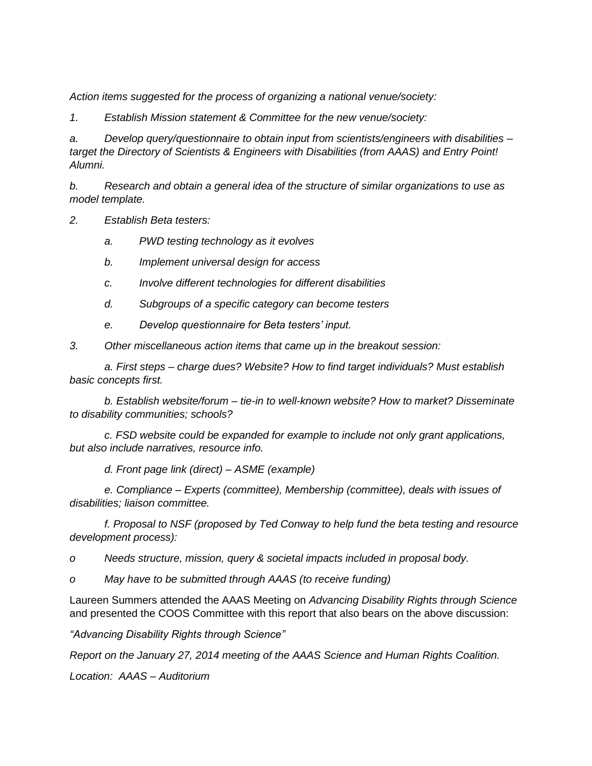*Action items suggested for the process of organizing a national venue/society:*

*1. Establish Mission statement & Committee for the new venue/society:*

*a. Develop query/questionnaire to obtain input from scientists/engineers with disabilities – target the Directory of Scientists & Engineers with Disabilities (from AAAS) and Entry Point! Alumni.*

*b. Research and obtain a general idea of the structure of similar organizations to use as model template.*

*2. Establish Beta testers:*

- *a. PWD testing technology as it evolves*
- *b. Implement universal design for access*
- *c. Involve different technologies for different disabilities*
- *d. Subgroups of a specific category can become testers*
- *e. Develop questionnaire for Beta testers' input.*

*3. Other miscellaneous action items that came up in the breakout session:*

*a. First steps – charge dues? Website? How to find target individuals? Must establish basic concepts first.*

*b. Establish website/forum – tie-in to well-known website? How to market? Disseminate to disability communities; schools?*

*c. FSD website could be expanded for example to include not only grant applications, but also include narratives, resource info.*

*d. Front page link (direct) – ASME (example)*

*e. Compliance – Experts (committee), Membership (committee), deals with issues of disabilities; liaison committee.*

*f. Proposal to NSF (proposed by Ted Conway to help fund the beta testing and resource development process):*

- *Needs structure, mission, query & societal impacts included in proposal body.*
- *May have to be submitted through AAAS (to receive funding)*

Laureen Summers attended the AAAS Meeting on *Advancing Disability Rights through Science* and presented the COOS Committee with this report that also bears on the above discussion:

*"Advancing Disability Rights through Science"*

*Report on the January 27, 2014 meeting of the AAAS Science and Human Rights Coalition.*

*Location: AAAS – Auditorium*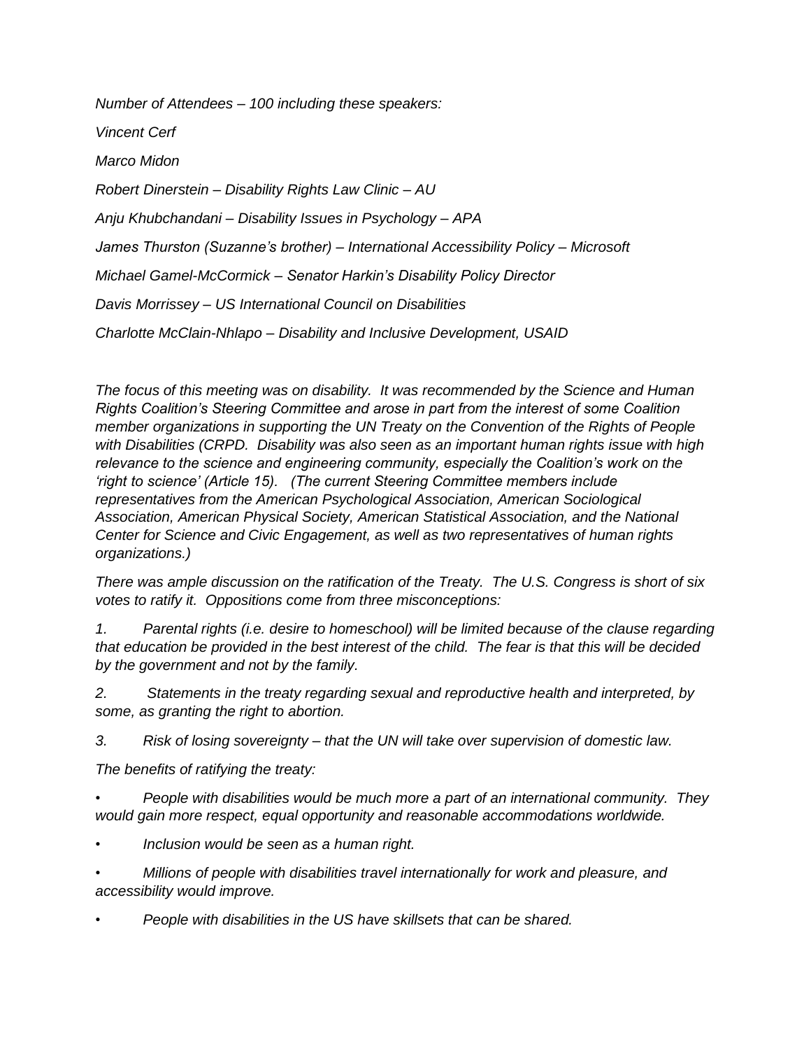*Number of Attendees – 100 including these speakers:*

*Vincent Cerf*

*Marco Midon*

*Robert Dinerstein – Disability Rights Law Clinic – AU*

*Anju Khubchandani – Disability Issues in Psychology – APA*

*James Thurston (Suzanne's brother) – International Accessibility Policy – Microsoft*

*Michael Gamel-McCormick – Senator Harkin's Disability Policy Director*

*Davis Morrissey – US International Council on Disabilities*

*Charlotte McClain-Nhlapo – Disability and Inclusive Development, USAID*

*The focus of this meeting was on disability. It was recommended by the Science and Human Rights Coalition's Steering Committee and arose in part from the interest of some Coalition member organizations in supporting the UN Treaty on the Convention of the Rights of People with Disabilities (CRPD. Disability was also seen as an important human rights issue with high relevance to the science and engineering community, especially the Coalition's work on the 'right to science' (Article 15). (The current Steering Committee members include representatives from the American Psychological Association, American Sociological Association, American Physical Society, American Statistical Association, and the National Center for Science and Civic Engagement, as well as two representatives of human rights organizations.)*

*There was ample discussion on the ratification of the Treaty. The U.S. Congress is short of six votes to ratify it. Oppositions come from three misconceptions:*

*1. Parental rights (i.e. desire to homeschool) will be limited because of the clause regarding that education be provided in the best interest of the child. The fear is that this will be decided by the government and not by the family.*

*2. Statements in the treaty regarding sexual and reproductive health and interpreted, by some, as granting the right to abortion.*

*3. Risk of losing sovereignty – that the UN will take over supervision of domestic law.*

*The benefits of ratifying the treaty:*

- *People with disabilities would be much more a part of an international community. They would gain more respect, equal opportunity and reasonable accommodations worldwide.*
- *Inclusion would be seen as a human right.*
- *Millions of people with disabilities travel internationally for work and pleasure, and accessibility would improve.*
- *People with disabilities in the US have skillsets that can be shared.*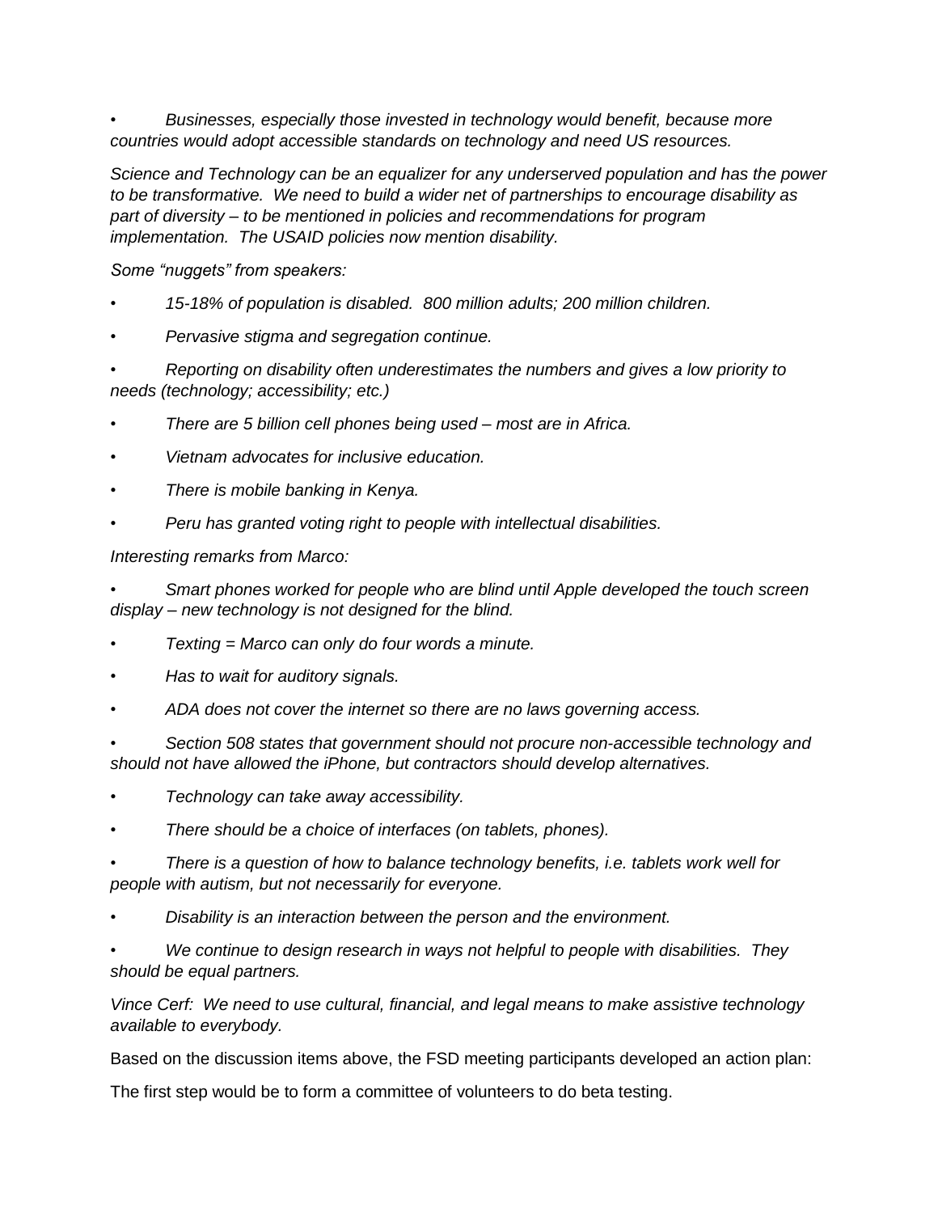- *Businesses, especially those invested in technology would benefit, because more countries would adopt accessible standards on technology and need US resources.*

*Science and Technology can be an equalizer for any underserved population and has the power to be transformative. We need to build a wider net of partnerships to encourage disability as part of diversity – to be mentioned in policies and recommendations for program implementation. The USAID policies now mention disability.*

*Some "nuggets" from speakers:*

- *15-18% of population is disabled. 800 million adults; 200 million children.*
- *Pervasive stigma and segregation continue.*
- *Reporting on disability often underestimates the numbers and gives a low priority to needs (technology; accessibility; etc.)*
- *There are 5 billion cell phones being used – most are in Africa.*
- *Vietnam advocates for inclusive education.*
- *There is mobile banking in Kenya.*
- *Peru has granted voting right to people with intellectual disabilities.*

*Interesting remarks from Marco:*

- *Smart phones worked for people who are blind until Apple developed the touch screen display – new technology is not designed for the blind.*
- *Texting = Marco can only do four words a minute.*
- *Has to wait for auditory signals.*
- *ADA does not cover the internet so there are no laws governing access.*
- *Section 508 states that government should not procure non-accessible technology and should not have allowed the iPhone, but contractors should develop alternatives.*
- *Technology can take away accessibility.*
- *There should be a choice of interfaces (on tablets, phones).*
- *There is a question of how to balance technology benefits, i.e. tablets work well for people with autism, but not necessarily for everyone.*
- *Disability is an interaction between the person and the environment.*
- *We continue to design research in ways not helpful to people with disabilities. They should be equal partners.*

*Vince Cerf: We need to use cultural, financial, and legal means to make assistive technology available to everybody.*

Based on the discussion items above, the FSD meeting participants developed an action plan:

The first step would be to form a committee of volunteers to do beta testing.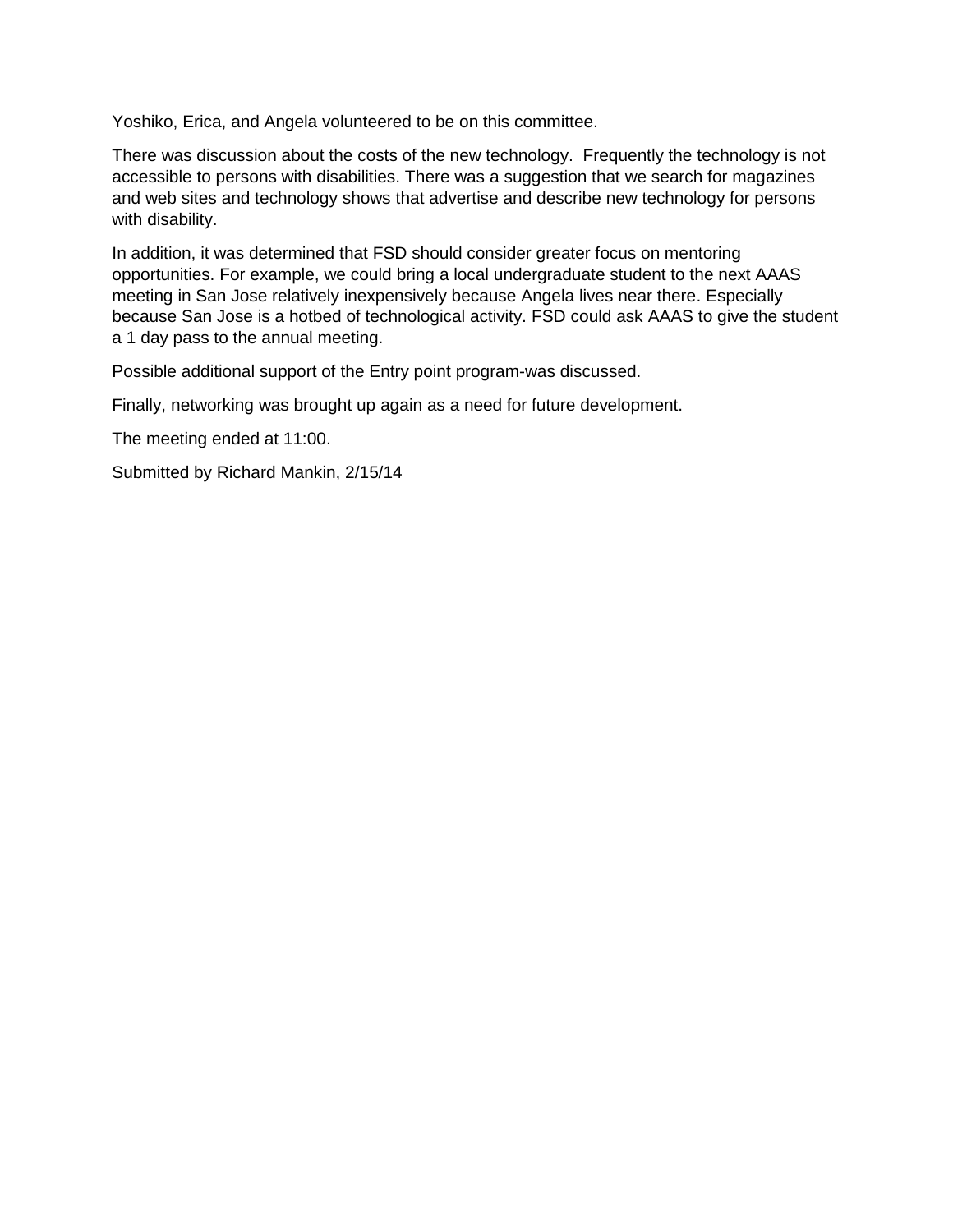Yoshiko, Erica, and Angela volunteered to be on this committee.

There was discussion about the costs of the new technology. Frequently the technology is not accessible to persons with disabilities. There was a suggestion that we search for magazines and web sites and technology shows that advertise and describe new technology for persons with disability.

In addition, it was determined that FSD should consider greater focus on mentoring opportunities. For example, we could bring a local undergraduate student to the next AAAS meeting in San Jose relatively inexpensively because Angela lives near there. Especially because San Jose is a hotbed of technological activity. FSD could ask AAAS to give the student a 1 day pass to the annual meeting.

Possible additional support of the Entry point program-was discussed.

Finally, networking was brought up again as a need for future development.

The meeting ended at 11:00.

Submitted by Richard Mankin, 2/15/14